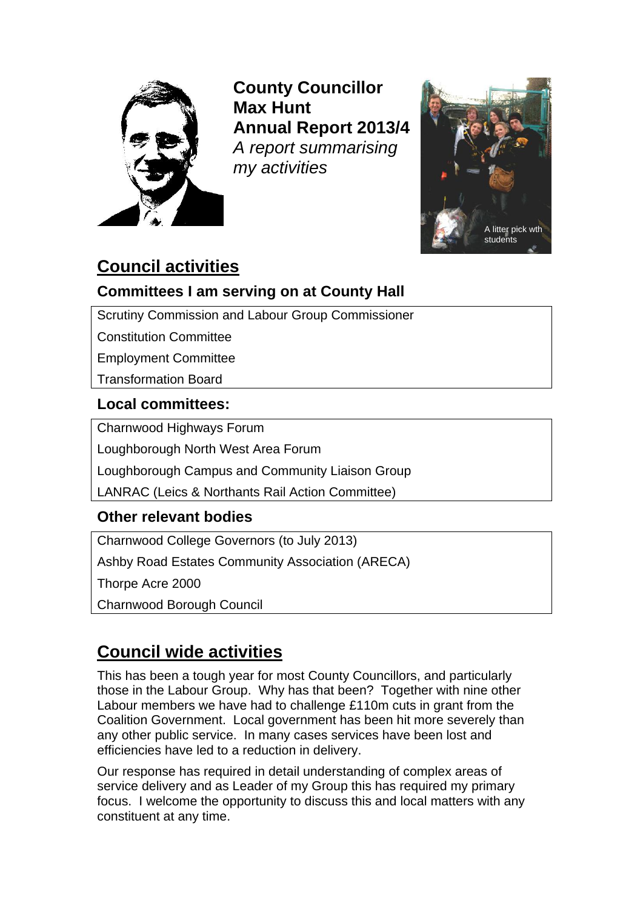**County Councillor**
**Max Hunt**
**Annual Report 2013/4**
*A report summarising my activities*

A litter pick wth students

## Council activities

### Committees I am serving on at County Hall

| |
|---|
| Scrutiny Commission and Labour Group Commissioner |
| Constitution Committee |
| Employment Committee |
| Transformation Board |

### Local committees:

| |
|---|
| Charnwood Highways Forum |
| Loughborough North West Area Forum |
| Loughborough Campus and Community Liaison Group |
| LANRAC (Leics & Northants Rail Action Committee) |

### Other relevant bodies

| |
|---|
| Charnwood College Governors (to July 2013) |
| Ashby Road Estates Community Association (ARECA) |
| Thorpe Acre 2000 |
| Charnwood Borough Council |

## Council wide activities

This has been a tough year for most County Councillors, and particularly those in the Labour Group. Why has that been? Together with nine other Labour members we have had to challenge £110m cuts in grant from the Coalition Government. Local government has been hit more severely than any other public service. In many cases services have been lost and efficiencies have led to a reduction in delivery.

Our response has required in detail understanding of complex areas of service delivery and as Leader of my Group this has required my primary focus. I welcome the opportunity to discuss this and local matters with any constituent at any time.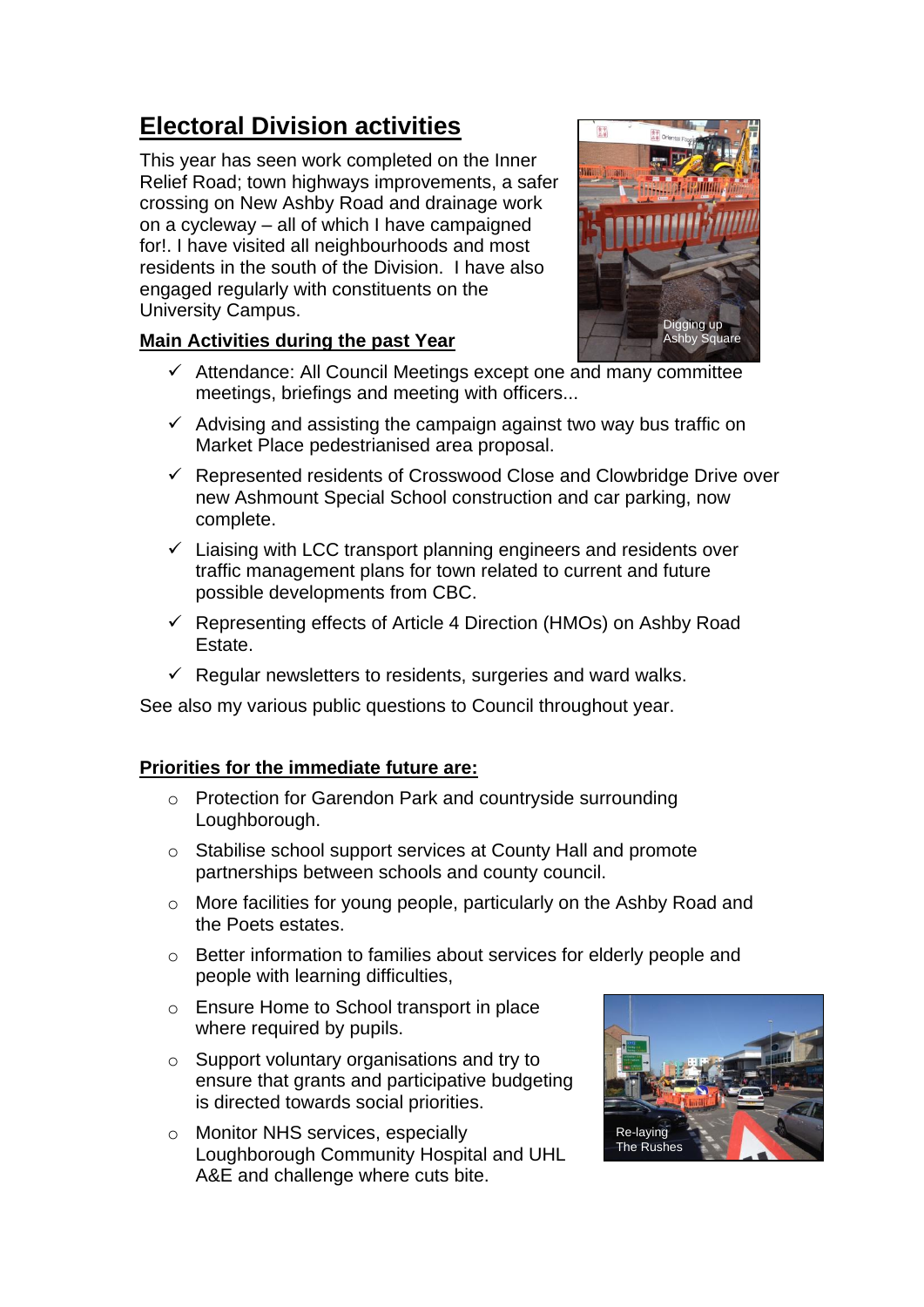# Electoral Division activities

This year has seen work completed on the Inner Relief Road; town highways improvements, a safer crossing on New Ashby Road and drainage work on a cycleway – all of which I have campaigned for!. I have visited all neighbourhoods and most residents in the south of the Division. I have also engaged regularly with constituents on the University Campus.

Digging up Ashby Square

**Main Activities during the past Year**

- ✓ Attendance: All Council Meetings except one and many committee meetings, briefings and meeting with officers...
- ✓ Advising and assisting the campaign against two way bus traffic on Market Place pedestrianised area proposal.
- ✓ Represented residents of Crosswood Close and Clowbridge Drive over new Ashmount Special School construction and car parking, now complete.
- ✓ Liaising with LCC transport planning engineers and residents over traffic management plans for town related to current and future possible developments from CBC.
- ✓ Representing effects of Article 4 Direction (HMOs) on Ashby Road Estate.
- ✓ Regular newsletters to residents, surgeries and ward walks.

See also my various public questions to Council throughout year.

**Priorities for the immediate future are:**

- Protection for Garendon Park and countryside surrounding Loughborough.
- Stabilise school support services at County Hall and promote partnerships between schools and county council.
- More facilities for young people, particularly on the Ashby Road and the Poets estates.
- Better information to families about services for elderly people and people with learning difficulties,
- Ensure Home to School transport in place where required by pupils.
- Support voluntary organisations and try to ensure that grants and participative budgeting is directed towards social priorities.
- Monitor NHS services, especially Loughborough Community Hospital and UHL A&E and challenge where cuts bite.

Re-laying The Rushes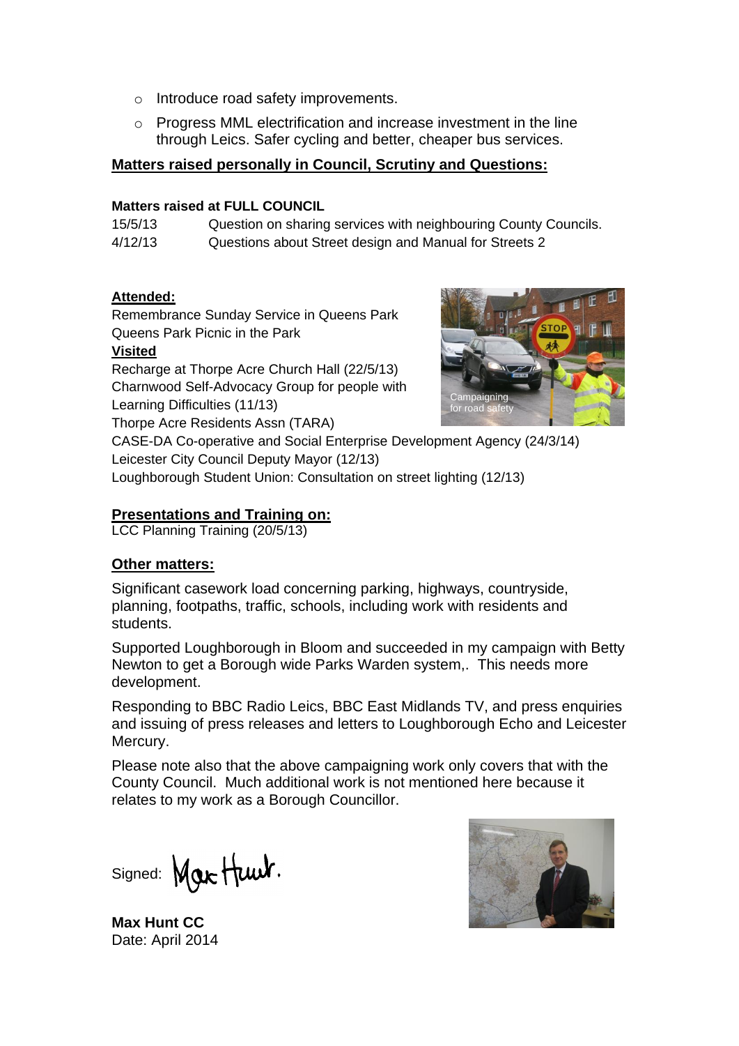- Introduce road safety improvements.
- Progress MML electrification and increase investment in the line through Leics. Safer cycling and better, cheaper bus services.

**Matters raised personally in Council, Scrutiny and Questions:**

**Matters raised at FULL COUNCIL**

| | |
|---|---|
| 15/5/13 | Question on sharing services with neighbouring County Councils. |
| 4/12/13 | Questions about Street design and Manual for Streets 2 |

**Attended:**

Remembrance Sunday Service in Queens Park
Queens Park Picnic in the Park

**Visited**

Recharge at Thorpe Acre Church Hall (22/5/13)
Charnwood Self-Advocacy Group for people with Learning Difficulties (11/13)
Thorpe Acre Residents Assn (TARA)
CASE-DA Co-operative and Social Enterprise Development Agency (24/3/14)
Leicester City Council Deputy Mayor (12/13)
Loughborough Student Union: Consultation on street lighting (12/13)

Campaigning for road safety

**Presentations and Training on:**

LCC Planning Training (20/5/13)

**Other matters:**

Significant casework load concerning parking, highways, countryside, planning, footpaths, traffic, schools, including work with residents and students.

Supported Loughborough in Bloom and succeeded in my campaign with Betty Newton to get a Borough wide Parks Warden system,. This needs more development.

Responding to BBC Radio Leics, BBC East Midlands TV, and press enquiries and issuing of press releases and letters to Loughborough Echo and Leicester Mercury.

Please note also that the above campaigning work only covers that with the County Council. Much additional work is not mentioned here because it relates to my work as a Borough Councillor.

Signed: Max Hunt.

**Max Hunt CC**
Date: April 2014